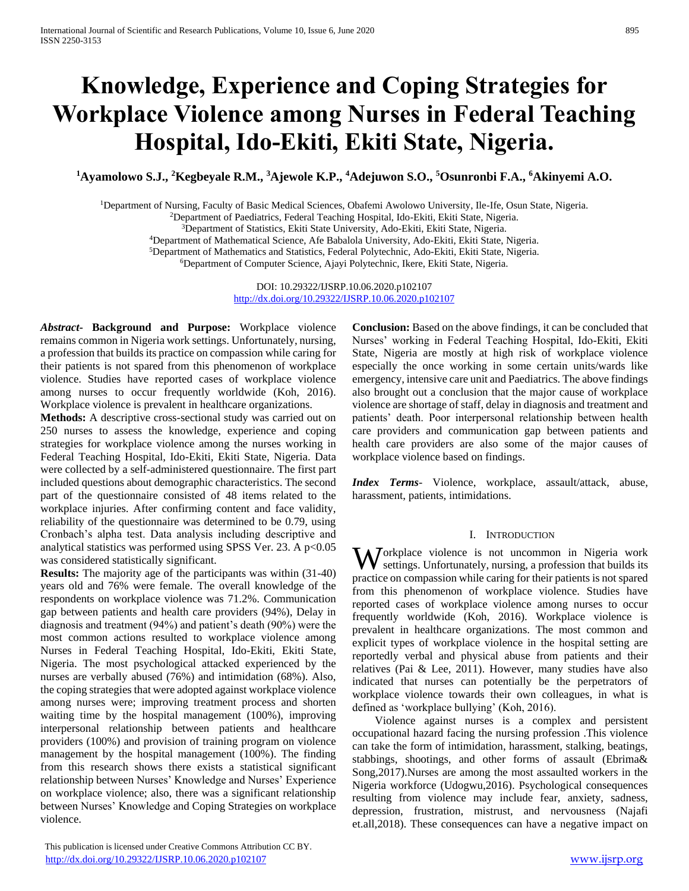# Knowledge, Experience and Coping Strategies for Workplace Violence among Nurses in Federal Teaching Hospital, Ido-Ekiti, Ekiti State, Nigeria.

**[1]Ayamolowo S.J., [2]Kegbeyale R.M., [3]Ajewole K.P., [4]Adejuwon S.O., [5]Osunronbi F.A., [6]Akinyemi A.O.**

[1]Department of Nursing, Faculty of Basic Medical Sciences, Obafemi Awolowo University, Ile-Ife, Osun State, Nigeria.
[2]Department of Paediatrics, Federal Teaching Hospital, Ido-Ekiti, Ekiti State, Nigeria.
[3]Department of Statistics, Ekiti State University, Ado-Ekiti, Ekiti State, Nigeria.
[4]Department of Mathematical Science, Afe Babalola University, Ado-Ekiti, Ekiti State, Nigeria.
[5]Department of Mathematics and Statistics, Federal Polytechnic, Ado-Ekiti, Ekiti State, Nigeria.
[6]Department of Computer Science, Ajayi Polytechnic, Ikere, Ekiti State, Nigeria.

DOI: 10.29322/IJSRP.10.06.2020.p102107
http://dx.doi.org/10.29322/IJSRP.10.06.2020.p102107

***Abstract*- Background and Purpose:** Workplace violence remains common in Nigeria work settings. Unfortunately, nursing, a profession that builds its practice on compassion while caring for their patients is not spared from this phenomenon of workplace violence. Studies have reported cases of workplace violence among nurses to occur frequently worldwide (Koh, 2016). Workplace violence is prevalent in healthcare organizations.

**Methods:** A descriptive cross-sectional study was carried out on 250 nurses to assess the knowledge, experience and coping strategies for workplace violence among the nurses working in Federal Teaching Hospital, Ido-Ekiti, Ekiti State, Nigeria. Data were collected by a self-administered questionnaire. The first part included questions about demographic characteristics. The second part of the questionnaire consisted of 48 items related to the workplace injuries. After confirming content and face validity, reliability of the questionnaire was determined to be 0.79, using Cronbach's alpha test. Data analysis including descriptive and analytical statistics was performed using SPSS Ver. 23. A $p<0.05$ was considered statistically significant.

**Results:** The majority age of the participants was within (31-40) years old and 76% were female. The overall knowledge of the respondents on workplace violence was 71.2%. Communication gap between patients and health care providers (94%), Delay in diagnosis and treatment (94%) and patient's death (90%) were the most common actions resulted to workplace violence among Nurses in Federal Teaching Hospital, Ido-Ekiti, Ekiti State, Nigeria. The most psychological attacked experienced by the nurses are verbally abused (76%) and intimidation (68%). Also, the coping strategies that were adopted against workplace violence among nurses were; improving treatment process and shorten waiting time by the hospital management (100%), improving interpersonal relationship between patients and healthcare providers (100%) and provision of training program on violence management by the hospital management (100%). The finding from this research shows there exists a statistical significant relationship between Nurses' Knowledge and Nurses' Experience on workplace violence; also, there was a significant relationship between Nurses' Knowledge and Coping Strategies on workplace violence.

**Conclusion:** Based on the above findings, it can be concluded that Nurses' working in Federal Teaching Hospital, Ido-Ekiti, Ekiti State, Nigeria are mostly at high risk of workplace violence especially the once working in some certain units/wards like emergency, intensive care unit and Paediatrics. The above findings also brought out a conclusion that the major cause of workplace violence are shortage of staff, delay in diagnosis and treatment and patients' death. Poor interpersonal relationship between health care providers and communication gap between patients and health care providers are also some of the major causes of workplace violence based on findings.

***Index Terms*-** Violence, workplace, assault/attack, abuse, harassment, patients, intimidations.

## I. Introduction

Workplace violence is not uncommon in Nigeria work settings. Unfortunately, nursing, a profession that builds its practice on compassion while caring for their patients is not spared from this phenomenon of workplace violence. Studies have reported cases of workplace violence among nurses to occur frequently worldwide (Koh, 2016). Workplace violence is prevalent in healthcare organizations. The most common and explicit types of workplace violence in the hospital setting are reportedly verbal and physical abuse from patients and their relatives (Pai & Lee, 2011). However, many studies have also indicated that nurses can potentially be the perpetrators of workplace violence towards their own colleagues, in what is defined as 'workplace bullying' (Koh, 2016).

Violence against nurses is a complex and persistent occupational hazard facing the nursing profession .This violence can take the form of intimidation, harassment, stalking, beatings, stabbings, shootings, and other forms of assault (Ebrima& Song,2017).Nurses are among the most assaulted workers in the Nigeria workforce (Udogwu,2016). Psychological consequences resulting from violence may include fear, anxiety, sadness, depression, frustration, mistrust, and nervousness (Najafi et.all,2018). These consequences can have a negative impact on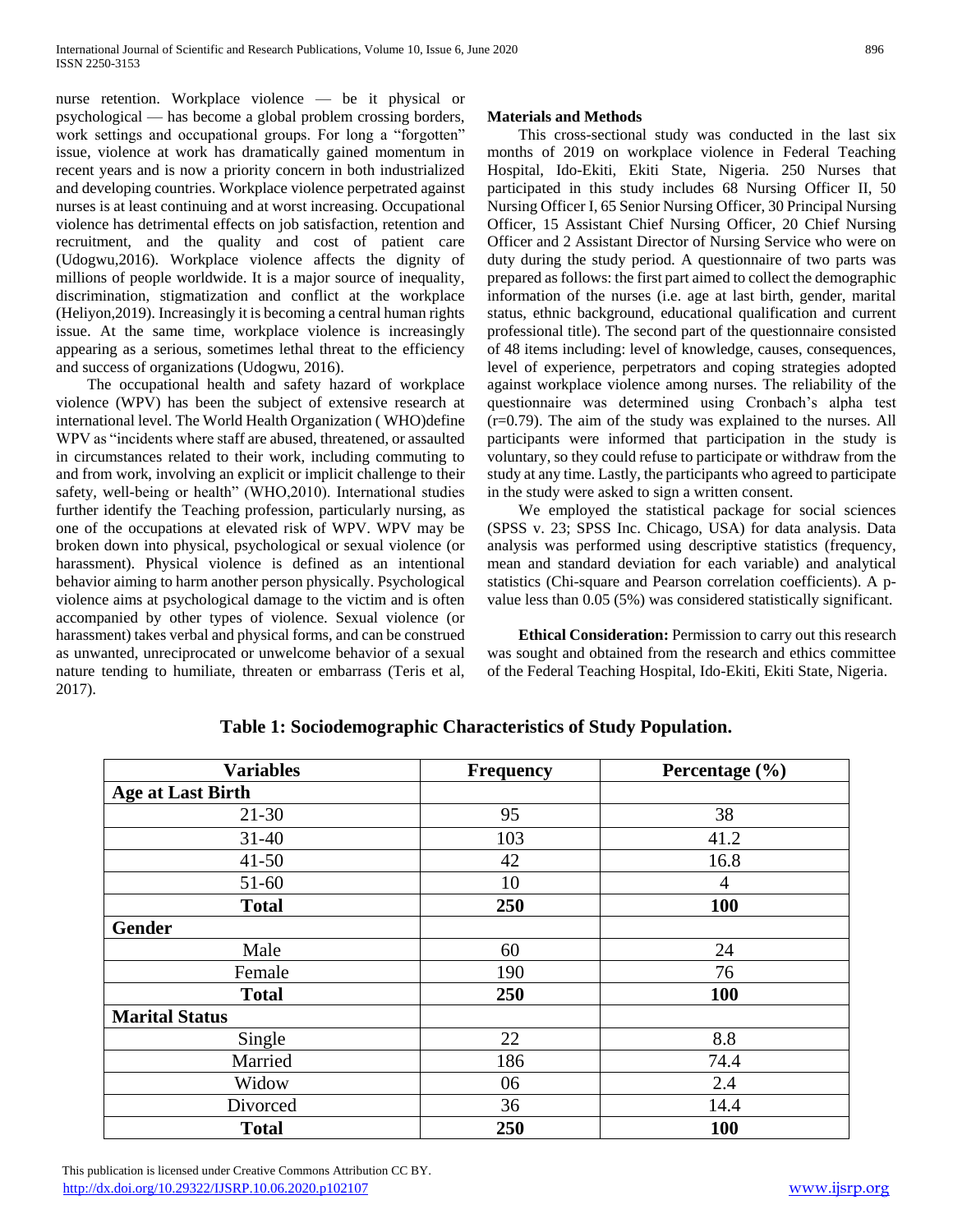nurse retention. Workplace violence — be it physical or psychological — has become a global problem crossing borders, work settings and occupational groups. For long a "forgotten" issue, violence at work has dramatically gained momentum in recent years and is now a priority concern in both industrialized and developing countries. Workplace violence perpetrated against nurses is at least continuing and at worst increasing. Occupational violence has detrimental effects on job satisfaction, retention and recruitment, and the quality and cost of patient care (Udogwu,2016). Workplace violence affects the dignity of millions of people worldwide. It is a major source of inequality, discrimination, stigmatization and conflict at the workplace (Heliyon,2019). Increasingly it is becoming a central human rights issue. At the same time, workplace violence is increasingly appearing as a serious, sometimes lethal threat to the efficiency and success of organizations (Udogwu, 2016).

The occupational health and safety hazard of workplace violence (WPV) has been the subject of extensive research at international level. The World Health Organization ( WHO)define WPV as "incidents where staff are abused, threatened, or assaulted in circumstances related to their work, including commuting to and from work, involving an explicit or implicit challenge to their safety, well-being or health" (WHO,2010). International studies further identify the Teaching profession, particularly nursing, as one of the occupations at elevated risk of WPV. WPV may be broken down into physical, psychological or sexual violence (or harassment). Physical violence is defined as an intentional behavior aiming to harm another person physically. Psychological violence aims at psychological damage to the victim and is often accompanied by other types of violence. Sexual violence (or harassment) takes verbal and physical forms, and can be construed as unwanted, unreciprocated or unwelcome behavior of a sexual nature tending to humiliate, threaten or embarrass (Teris et al, 2017).

**Materials and Methods**

This cross-sectional study was conducted in the last six months of 2019 on workplace violence in Federal Teaching Hospital, Ido-Ekiti, Ekiti State, Nigeria. 250 Nurses that participated in this study includes 68 Nursing Officer II, 50 Nursing Officer I, 65 Senior Nursing Officer, 30 Principal Nursing Officer, 15 Assistant Chief Nursing Officer, 20 Chief Nursing Officer and 2 Assistant Director of Nursing Service who were on duty during the study period. A questionnaire of two parts was prepared as follows: the first part aimed to collect the demographic information of the nurses (i.e. age at last birth, gender, marital status, ethnic background, educational qualification and current professional title). The second part of the questionnaire consisted of 48 items including: level of knowledge, causes, consequences, level of experience, perpetrators and coping strategies adopted against workplace violence among nurses. The reliability of the questionnaire was determined using Cronbach's alpha test ($r=0.79$). The aim of the study was explained to the nurses. All participants were informed that participation in the study is voluntary, so they could refuse to participate or withdraw from the study at any time. Lastly, the participants who agreed to participate in the study were asked to sign a written consent.

We employed the statistical package for social sciences (SPSS v. 23; SPSS Inc. Chicago, USA) for data analysis. Data analysis was performed using descriptive statistics (frequency, mean and standard deviation for each variable) and analytical statistics (Chi-square and Pearson correlation coefficients). A p-value less than 0.05 (5%) was considered statistically significant.

**Ethical Consideration:** Permission to carry out this research was sought and obtained from the research and ethics committee of the Federal Teaching Hospital, Ido-Ekiti, Ekiti State, Nigeria.

**Table 1: Sociodemographic Characteristics of Study Population.**

| Variables | Frequency | Percentage (%) |
|---|---|---|
| **Age at Last Birth** | | |
| 21-30 | 95 | 38 |
| 31-40 | 103 | 41.2 |
| 41-50 | 42 | 16.8 |
| 51-60 | 10 | 4 |
| **Total** | **250** | **100** |
| **Gender** | | |
| Male | 60 | 24 |
| Female | 190 | 76 |
| **Total** | **250** | **100** |
| **Marital Status** | | |
| Single | 22 | 8.8 |
| Married | 186 | 74.4 |
| Widow | 06 | 2.4 |
| Divorced | 36 | 14.4 |
| **Total** | **250** | **100** |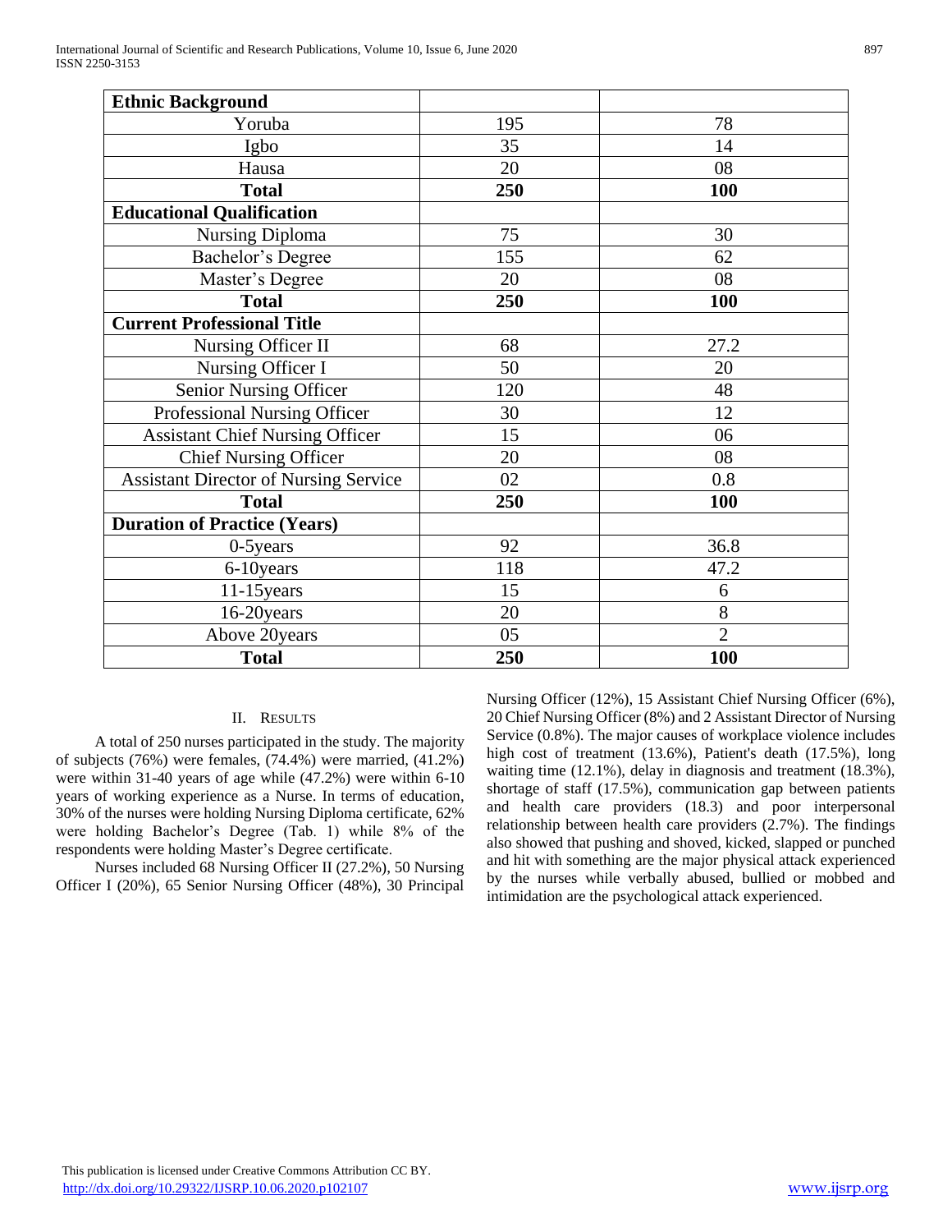| Ethnic Background | | |
|---|---|---|
| Yoruba | 195 | 78 |
| Igbo | 35 | 14 |
| Hausa | 20 | 08 |
| **Total** | **250** | **100** |
| **Educational Qualification** | | |
| Nursing Diploma | 75 | 30 |
| Bachelor's Degree | 155 | 62 |
| Master's Degree | 20 | 08 |
| **Total** | **250** | **100** |
| **Current Professional Title** | | |
| Nursing Officer II | 68 | 27.2 |
| Nursing Officer I | 50 | 20 |
| Senior Nursing Officer | 120 | 48 |
| Professional Nursing Officer | 30 | 12 |
| Assistant Chief Nursing Officer | 15 | 06 |
| Chief Nursing Officer | 20 | 08 |
| Assistant Director of Nursing Service | 02 | 0.8 |
| **Total** | **250** | **100** |
| **Duration of Practice (Years)** | | |
| 0-5years | 92 | 36.8 |
| 6-10years | 118 | 47.2 |
| 11-15years | 15 | 6 |
| 16-20years | 20 | 8 |
| Above 20years | 05 | 2 |
| **Total** | **250** | **100** |

## II. Results

A total of 250 nurses participated in the study. The majority of subjects (76%) were females, (74.4%) were married, (41.2%) were within 31-40 years of age while (47.2%) were within 6-10 years of working experience as a Nurse. In terms of education, 30% of the nurses were holding Nursing Diploma certificate, 62% were holding Bachelor's Degree (Tab. 1) while 8% of the respondents were holding Master's Degree certificate.

Nurses included 68 Nursing Officer II (27.2%), 50 Nursing Officer I (20%), 65 Senior Nursing Officer (48%), 30 Principal Nursing Officer (12%), 15 Assistant Chief Nursing Officer (6%), 20 Chief Nursing Officer (8%) and 2 Assistant Director of Nursing Service (0.8%). The major causes of workplace violence includes high cost of treatment (13.6%), Patient's death (17.5%), long waiting time (12.1%), delay in diagnosis and treatment (18.3%), shortage of staff (17.5%), communication gap between patients and health care providers (18.3) and poor interpersonal relationship between health care providers (2.7%). The findings also showed that pushing and shoved, kicked, slapped or punched and hit with something are the major physical attack experienced by the nurses while verbally abused, bullied or mobbed and intimidation are the psychological attack experienced.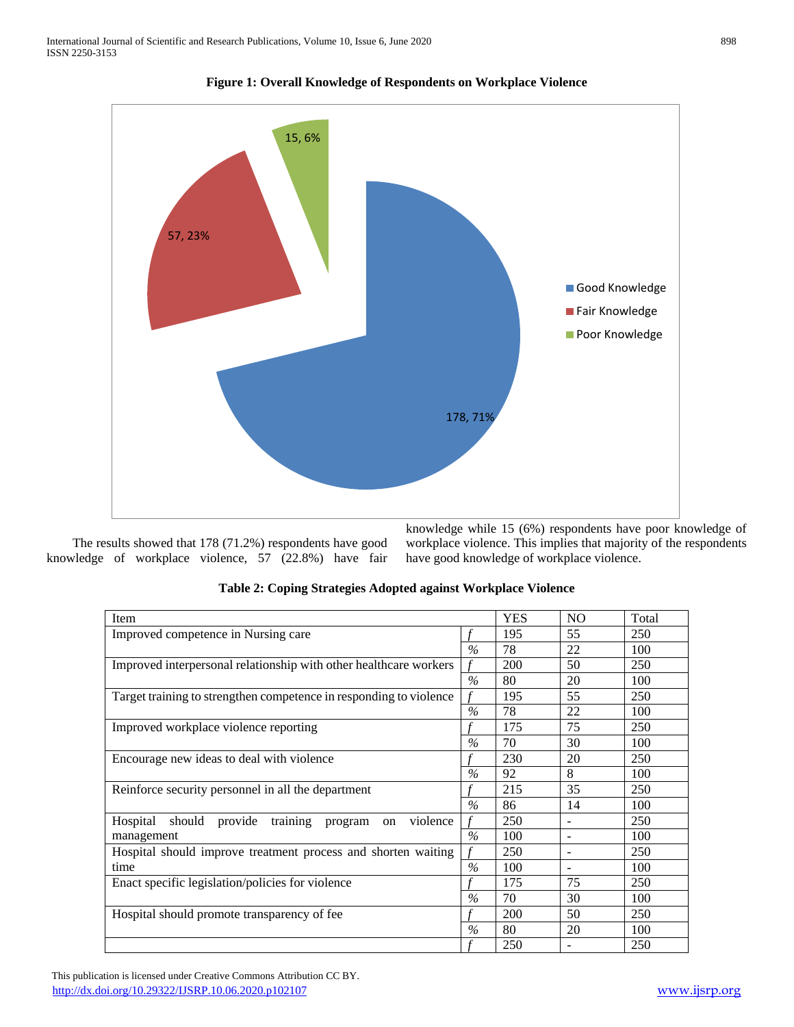**Figure 1: Overall Knowledge of Respondents on Workplace Violence**

The results showed that 178 (71.2%) respondents have good knowledge of workplace violence, 57 (22.8%) have fair knowledge while 15 (6%) respondents have poor knowledge of workplace violence. This implies that majority of the respondents have good knowledge of workplace violence.

**Table 2: Coping Strategies Adopted against Workplace Violence**

| Item | | YES | NO | Total |
|---|---|---|---|---|
| Improved competence in Nursing care | *f* | 195 | 55 | 250 |
| | % | 78 | 22 | 100 |
| Improved interpersonal relationship with other healthcare workers | *f* | 200 | 50 | 250 |
| | % | 80 | 20 | 100 |
| Target training to strengthen competence in responding to violence | *f* | 195 | 55 | 250 |
| | % | 78 | 22 | 100 |
| Improved workplace violence reporting | *f* | 175 | 75 | 250 |
| | % | 70 | 30 | 100 |
| Encourage new ideas to deal with violence | *f* | 230 | 20 | 250 |
| | % | 92 | 8 | 100 |
| Reinforce security personnel in all the department | *f* | 215 | 35 | 250 |
| | % | 86 | 14 | 100 |
| Hospital should provide training program on violence management | *f* | 250 | - | 250 |
| | % | 100 | - | 100 |
| Hospital should improve treatment process and shorten waiting time | *f* | 250 | - | 250 |
| | % | 100 | - | 100 |
| Enact specific legislation/policies for violence | *f* | 175 | 75 | 250 |
| | % | 70 | 30 | 100 |
| Hospital should promote transparency of fee | *f* | 200 | 50 | 250 |
| | % | 80 | 20 | 100 |
| | *f* | 250 | - | 250 |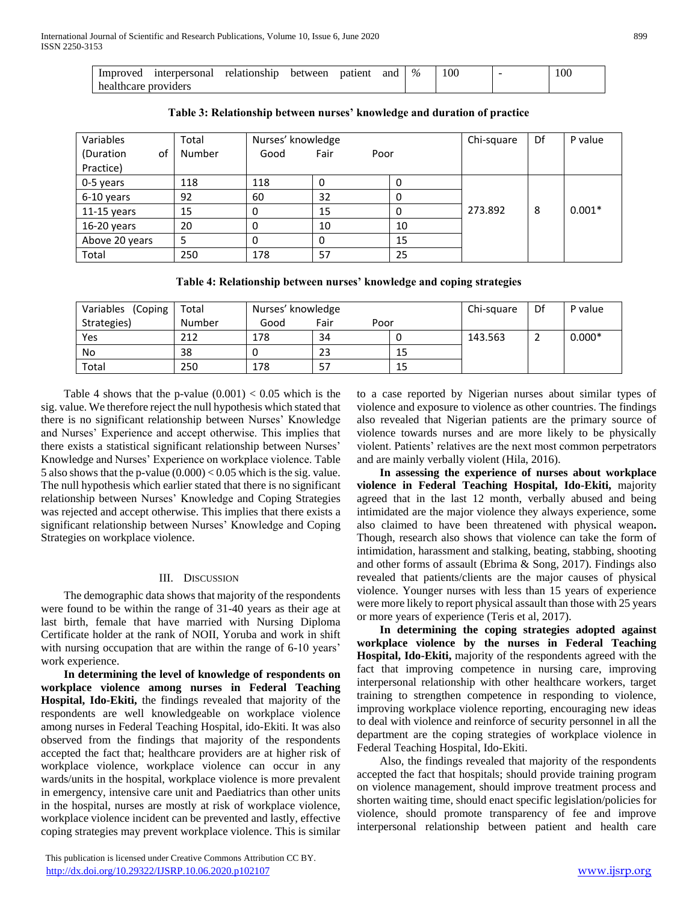| Improved interpersonal relationship between patient and healthcare providers | % | 100 | - | 100 |
|---|---|---|---|---|

**Table 3: Relationship between nurses' knowledge and duration of practice**

| Variables (Duration of Practice) | Total Number | Nurses' knowledge | | | Chi-square | Df | P value |
|---|---|---|---|---|---|---|---|
| | | Good | Fair | Poor | | | |
| 0-5 years | 118 | 118 | 0 | 0 | 273.892 | 8 | 0.001* |
| 6-10 years | 92 | 60 | 32 | 0 | | | |
| 11-15 years | 15 | 0 | 15 | 0 | | | |
| 16-20 years | 20 | 0 | 10 | 10 | | | |
| Above 20 years | 5 | 0 | 0 | 15 | | | |
| Total | 250 | 178 | 57 | 25 | | | |

**Table 4: Relationship between nurses' knowledge and coping strategies**

| Variables (Coping Strategies) | Total Number | Nurses' knowledge | | | Chi-square | Df | P value |
|---|---|---|---|---|---|---|---|
| | | Good | Fair | Poor | | | |
| Yes | 212 | 178 | 34 | 0 | 143.563 | 2 | 0.000* |
| No | 38 | 0 | 23 | 15 | | | |
| Total | 250 | 178 | 57 | 15 | | | |

Table 4 shows that the p-value (0.001) < 0.05 which is the sig. value. We therefore reject the null hypothesis which stated that there is no significant relationship between Nurses' Knowledge and Nurses' Experience and accept otherwise. This implies that there exists a statistical significant relationship between Nurses' Knowledge and Nurses' Experience on workplace violence. Table 5 also shows that the p-value (0.000) < 0.05 which is the sig. value. The null hypothesis which earlier stated that there is no significant relationship between Nurses' Knowledge and Coping Strategies was rejected and accept otherwise. This implies that there exists a significant relationship between Nurses' Knowledge and Coping Strategies on workplace violence.

## III. Discussion

The demographic data shows that majority of the respondents were found to be within the range of 31-40 years as their age at last birth, female that have married with Nursing Diploma Certificate holder at the rank of NOII, Yoruba and work in shift with nursing occupation that are within the range of 6-10 years' work experience.

**In determining the level of knowledge of respondents on workplace violence among nurses in Federal Teaching Hospital, Ido-Ekiti,** the findings revealed that majority of the respondents are well knowledgeable on workplace violence among nurses in Federal Teaching Hospital, ido-Ekiti. It was also observed from the findings that majority of the respondents accepted the fact that; healthcare providers are at higher risk of workplace violence, workplace violence can occur in any wards/units in the hospital, workplace violence is more prevalent in emergency, intensive care unit and Paediatrics than other units in the hospital, nurses are mostly at risk of workplace violence, workplace violence incident can be prevented and lastly, effective coping strategies may prevent workplace violence. This is similar to a case reported by Nigerian nurses about similar types of violence and exposure to violence as other countries. The findings also revealed that Nigerian patients are the primary source of violence towards nurses and are more likely to be physically violent. Patients' relatives are the next most common perpetrators and are mainly verbally violent (Hila, 2016).

**In assessing the experience of nurses about workplace violence in Federal Teaching Hospital, Ido-Ekiti,** majority agreed that in the last 12 month, verbally abused and being intimidated are the major violence they always experience, some also claimed to have been threatened with physical weapon**.** Though, research also shows that violence can take the form of intimidation, harassment and stalking, beating, stabbing, shooting and other forms of assault (Ebrima & Song, 2017). Findings also revealed that patients/clients are the major causes of physical violence. Younger nurses with less than 15 years of experience were more likely to report physical assault than those with 25 years or more years of experience (Teris et al, 2017).

**In determining the coping strategies adopted against workplace violence by the nurses in Federal Teaching Hospital, Ido-Ekiti,** majority of the respondents agreed with the fact that improving competence in nursing care, improving interpersonal relationship with other healthcare workers, target training to strengthen competence in responding to violence, improving workplace violence reporting, encouraging new ideas to deal with violence and reinforce of security personnel in all the department are the coping strategies of workplace violence in Federal Teaching Hospital, Ido-Ekiti.

Also, the findings revealed that majority of the respondents accepted the fact that hospitals; should provide training program on violence management, should improve treatment process and shorten waiting time, should enact specific legislation/policies for violence, should promote transparency of fee and improve interpersonal relationship between patient and health care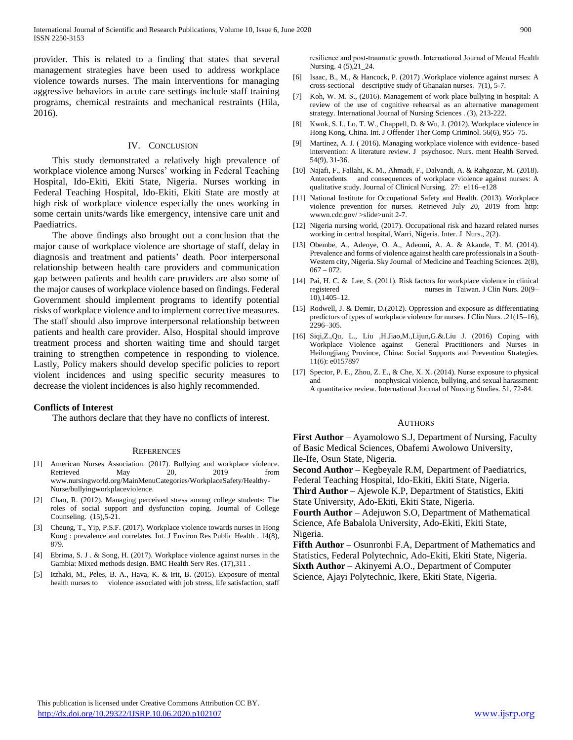provider. This is related to a finding that states that several management strategies have been used to address workplace violence towards nurses. The main interventions for managing aggressive behaviors in acute care settings include staff training programs, chemical restraints and mechanical restraints (Hila, 2016).

## IV. Conclusion

This study demonstrated a relatively high prevalence of workplace violence among Nurses' working in Federal Teaching Hospital, Ido-Ekiti, Ekiti State, Nigeria. Nurses working in Federal Teaching Hospital, Ido-Ekiti, Ekiti State are mostly at high risk of workplace violence especially the ones working in some certain units/wards like emergency, intensive care unit and Paediatrics.

The above findings also brought out a conclusion that the major cause of workplace violence are shortage of staff, delay in diagnosis and treatment and patients' death. Poor interpersonal relationship between health care providers and communication gap between patients and health care providers are also some of the major causes of workplace violence based on findings. Federal Government should implement programs to identify potential risks of workplace violence and to implement corrective measures. The staff should also improve interpersonal relationship between patients and health care provider. Also, Hospital should improve treatment process and shorten waiting time and should target training to strengthen competence in responding to violence. Lastly, Policy makers should develop specific policies to report violent incidences and using specific security measures to decrease the violent incidences is also highly recommended.

### Conflicts of Interest

The authors declare that they have no conflicts of interest.

## References

[1] American Nurses Association. (2017). Bullying and workplace violence. Retrieved May 20, 2019 from www.nursingworld.org/MainMenuCategories/WorkplaceSafety/Healthy-Nurse/bullyingworkplaceviolence.

[2] Chao, R. (2012). Managing perceived stress among college students: The roles of social support and dysfunction coping. Journal of College Counseling. (15),5-21.

[3] Cheung, T., Yip, P.S.F. (2017). Workplace violence towards nurses in Hong Kong : prevalence and correlates. Int. J Environ Res Public Health . 14(8), 879.

[4] Ebrima, S. J . & Song, H. (2017). Workplace violence against nurses in the Gambia: Mixed methods design. BMC Health Serv Res. (17),311 .

[5] Itzhaki, M., Peles, B. A., Hava, K. & Irit, B. (2015). Exposure of mental health nurses to violence associated with job stress, life satisfaction, staff resilience and post-traumatic growth. International Journal of Mental Health Nursing. 4 (5),21_24.

[6] Isaac, B., M., & Hancock, P. (2017) .Workplace violence against nurses: A cross-sectional descriptive study of Ghanaian nurses. 7(1), 5-7.

[7] Koh, W. M. S., (2016). Management of work place bullying in hospital: A review of the use of cognitive rehearsal as an alternative management strategy. International Journal of Nursing Sciences . (3), 213-222.

[8] Kwok, S. I., Lo, T. W., Chappell, D. & Wu, J. (2012). Workplace violence in Hong Kong, China. Int. J Offender Ther Comp Criminol. 56(6), 955–75.

[9] Martinez, A. J. ( 2016). Managing workplace violence with evidence- based intervention: A literature review. J psychosoc. Nurs. ment Health Served. 54(9), 31-36.

[10] Najafi, F., Fallahi, K. M., Ahmadi, F., Dalvandi, A. & Rahgozar, M. (2018). Antecedents and consequences of workplace violence against nurses: A qualitative study. Journal of Clinical Nursing. 27: e116–e128

[11] National Institute for Occupational Safety and Health. (2013). Workplace violence prevention for nurses. Retrieved July 20, 2019 from http: wwwn.cdc.gov/ >slide>unit 2-7.

[12] Nigeria nursing world, (2017). Occupational risk and hazard related nurses working in central hospital, Warri, Nigeria. Inter. J Nurs., 2(2).

[13] Obembe, A., Adeoye, O. A., Adeomi, A. A. & Akande, T. M. (2014). Prevalence and forms of violence against health care professionals in a South-Western city, Nigeria. Sky Journal of Medicine and Teaching Sciences. 2(8), 067 – 072.

[14] Pai, H. C. & Lee, S. (2011). Risk factors for workplace violence in clinical registered nurses in Taiwan. J Clin Nurs. 20(9–10),1405–12.

[15] Rodwell, J. & Demir, D.(2012). Oppression and exposure as differentiating predictors of types of workplace violence for nurses. J Clin Nurs. .21(15–16), 2296–305.

[16] Siqi,Z.,Qu, L., Liu ,H.Jiao,M.,Lijun,G.&.Liu J. (2016) Coping with Workplace Violence against General Practitioners and Nurses in Heilongjiang Province, China: Social Supports and Prevention Strategies. 11(6): e0157897

[17] Spector, P. E., Zhou, Z. E., & Che, X. X. (2014). Nurse exposure to physical and nonphysical violence, bullying, and sexual harassment: A quantitative review. International Journal of Nursing Studies. 51, 72-84.

## Authors

**First Author** – Ayamolowo S.J, Department of Nursing, Faculty of Basic Medical Sciences, Obafemi Awolowo University, Ile-Ife, Osun State, Nigeria.

**Second Author** – Kegbeyale R.M, Department of Paediatrics, Federal Teaching Hospital, Ido-Ekiti, Ekiti State, Nigeria.

**Third Author** – Ajewole K.P, Department of Statistics, Ekiti State University, Ado-Ekiti, Ekiti State, Nigeria.

**Fourth Author** – Adejuwon S.O, Department of Mathematical Science, Afe Babalola University, Ado-Ekiti, Ekiti State, Nigeria.

**Fifth Author** – Osunronbi F.A, Department of Mathematics and Statistics, Federal Polytechnic, Ado-Ekiti, Ekiti State, Nigeria.

**Sixth Author** – Akinyemi A.O., Department of Computer Science, Ajayi Polytechnic, Ikere, Ekiti State, Nigeria.